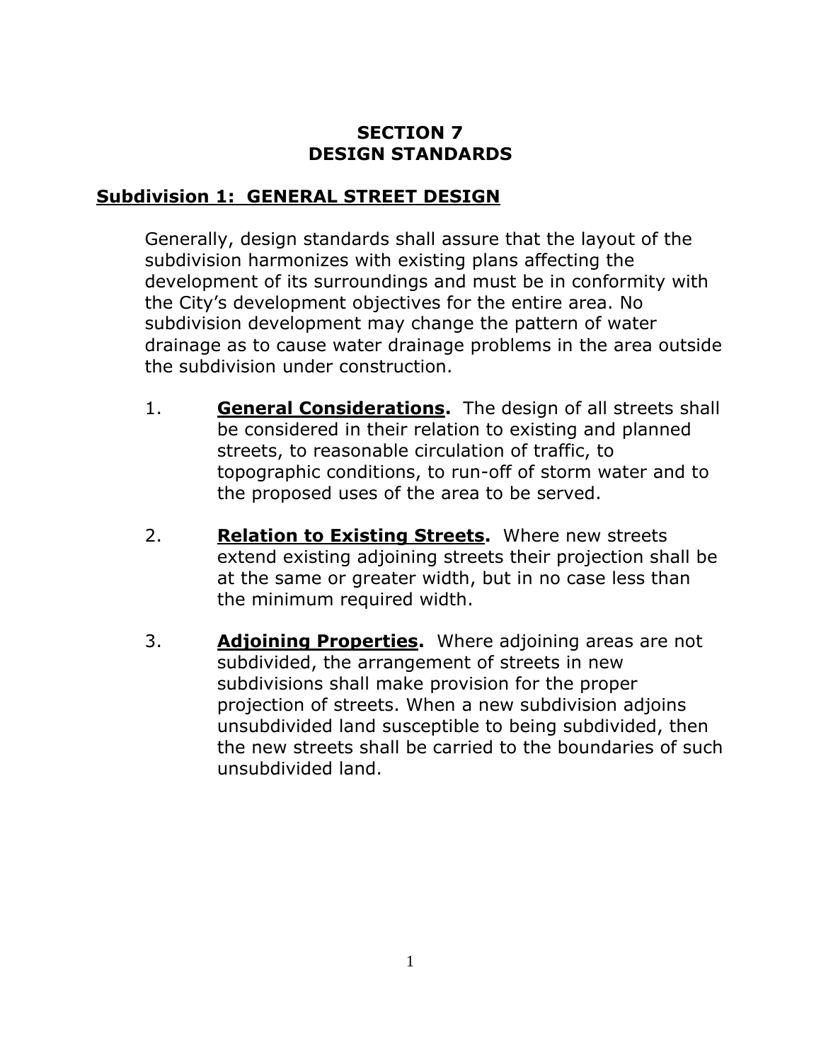# SECTION 7
# DESIGN STANDARDS

## Subdivision 1: GENERAL STREET DESIGN

Generally, design standards shall assure that the layout of the subdivision harmonizes with existing plans affecting the development of its surroundings and must be in conformity with the City's development objectives for the entire area. No subdivision development may change the pattern of water drainage as to cause water drainage problems in the area outside the subdivision under construction.

1. **General Considerations.** The design of all streets shall be considered in their relation to existing and planned streets, to reasonable circulation of traffic, to topographic conditions, to run-off of storm water and to the proposed uses of the area to be served.

2. **Relation to Existing Streets.** Where new streets extend existing adjoining streets their projection shall be at the same or greater width, but in no case less than the minimum required width.

3. **Adjoining Properties.** Where adjoining areas are not subdivided, the arrangement of streets in new subdivisions shall make provision for the proper projection of streets. When a new subdivision adjoins unsubdivided land susceptible to being subdivided, then the new streets shall be carried to the boundaries of such unsubdivided land.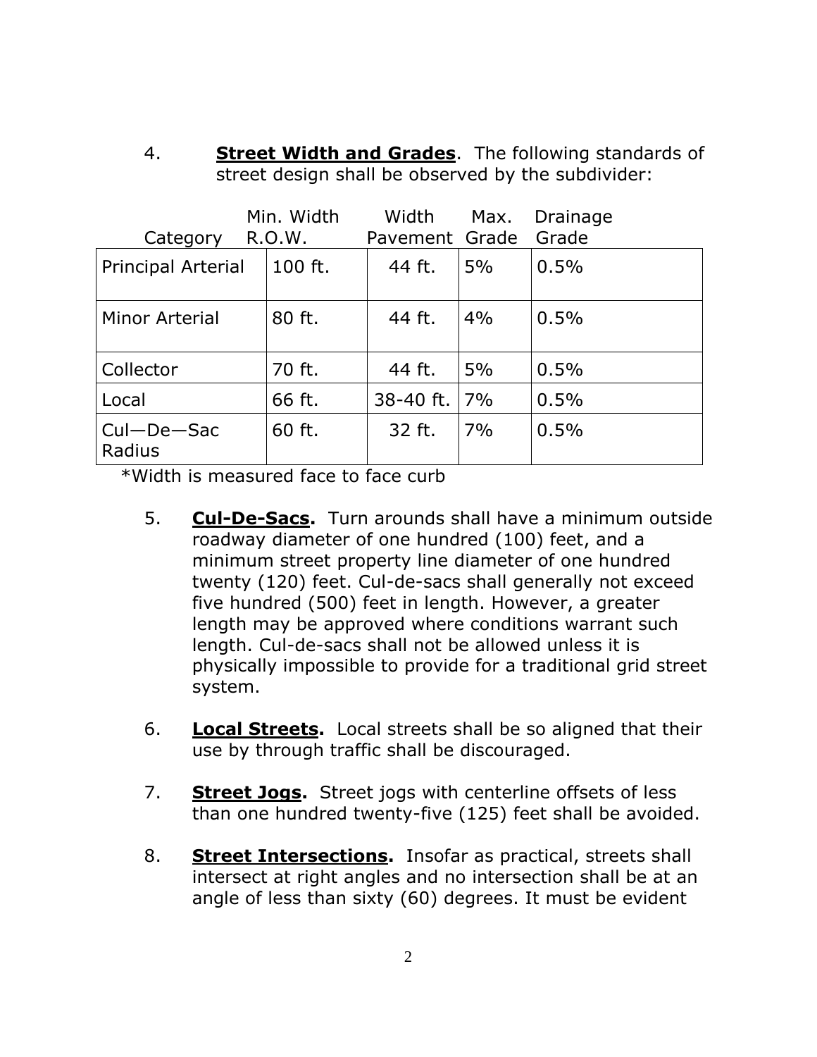4. **Street Width and Grades**. The following standards of street design shall be observed by the subdivider:

| Category | Min. Width R.O.W. | Width Pavement | Max. Grade | Drainage Grade |
|---|---|---|---|---|
| Principal Arterial | 100 ft. | 44 ft. | 5% | 0.5% |
| Minor Arterial | 80 ft. | 44 ft. | 4% | 0.5% |
| Collector | 70 ft. | 44 ft. | 5% | 0.5% |
| Local | 66 ft. | 38-40 ft. | 7% | 0.5% |
| Cul—De—Sac Radius | 60 ft. | 32 ft. | 7% | 0.5% |

*Width is measured face to face curb

5. **Cul-De-Sacs.** Turn arounds shall have a minimum outside roadway diameter of one hundred (100) feet, and a minimum street property line diameter of one hundred twenty (120) feet. Cul-de-sacs shall generally not exceed five hundred (500) feet in length. However, a greater length may be approved where conditions warrant such length. Cul-de-sacs shall not be allowed unless it is physically impossible to provide for a traditional grid street system.

6. **Local Streets.** Local streets shall be so aligned that their use by through traffic shall be discouraged.

7. **Street Jogs**. Street jogs with centerline offsets of less than one hundred twenty-five (125) feet shall be avoided.

8. **Street Intersections**. Insofar as practical, streets shall intersect at right angles and no intersection shall be at an angle of less than sixty (60) degrees. It must be evident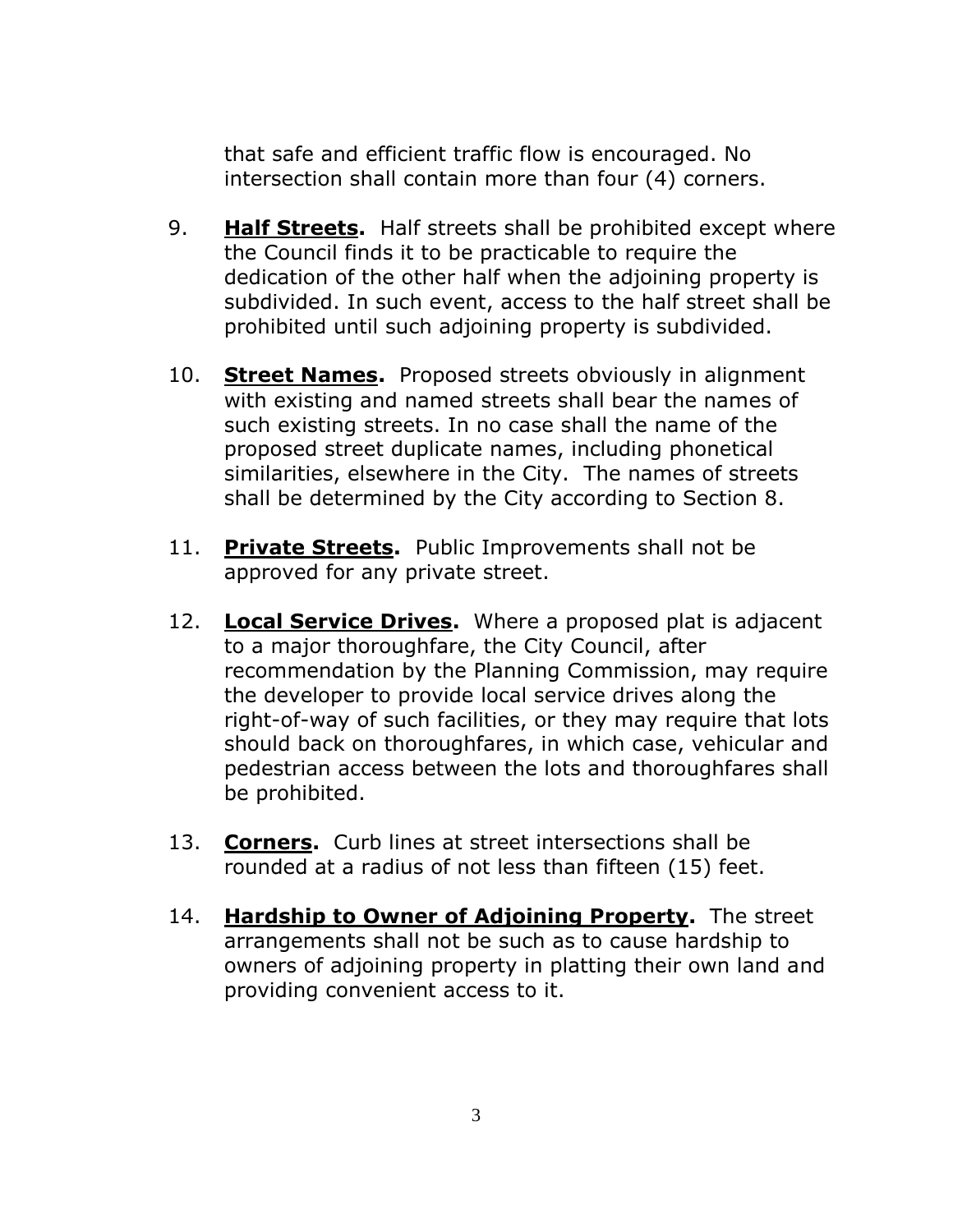that safe and efficient traffic flow is encouraged. No intersection shall contain more than four (4) corners.

9. **Half Streets.** Half streets shall be prohibited except where the Council finds it to be practicable to require the dedication of the other half when the adjoining property is subdivided. In such event, access to the half street shall be prohibited until such adjoining property is subdivided.

10. **Street Names.** Proposed streets obviously in alignment with existing and named streets shall bear the names of such existing streets. In no case shall the name of the proposed street duplicate names, including phonetical similarities, elsewhere in the City. The names of streets shall be determined by the City according to Section 8.

11. **Private Streets.** Public Improvements shall not be approved for any private street.

12. **Local Service Drives.** Where a proposed plat is adjacent to a major thoroughfare, the City Council, after recommendation by the Planning Commission, may require the developer to provide local service drives along the right-of-way of such facilities, or they may require that lots should back on thoroughfares, in which case, vehicular and pedestrian access between the lots and thoroughfares shall be prohibited.

13. **Corners.** Curb lines at street intersections shall be rounded at a radius of not less than fifteen (15) feet.

14. **Hardship to Owner of Adjoining Property.** The street arrangements shall not be such as to cause hardship to owners of adjoining property in platting their own land and providing convenient access to it.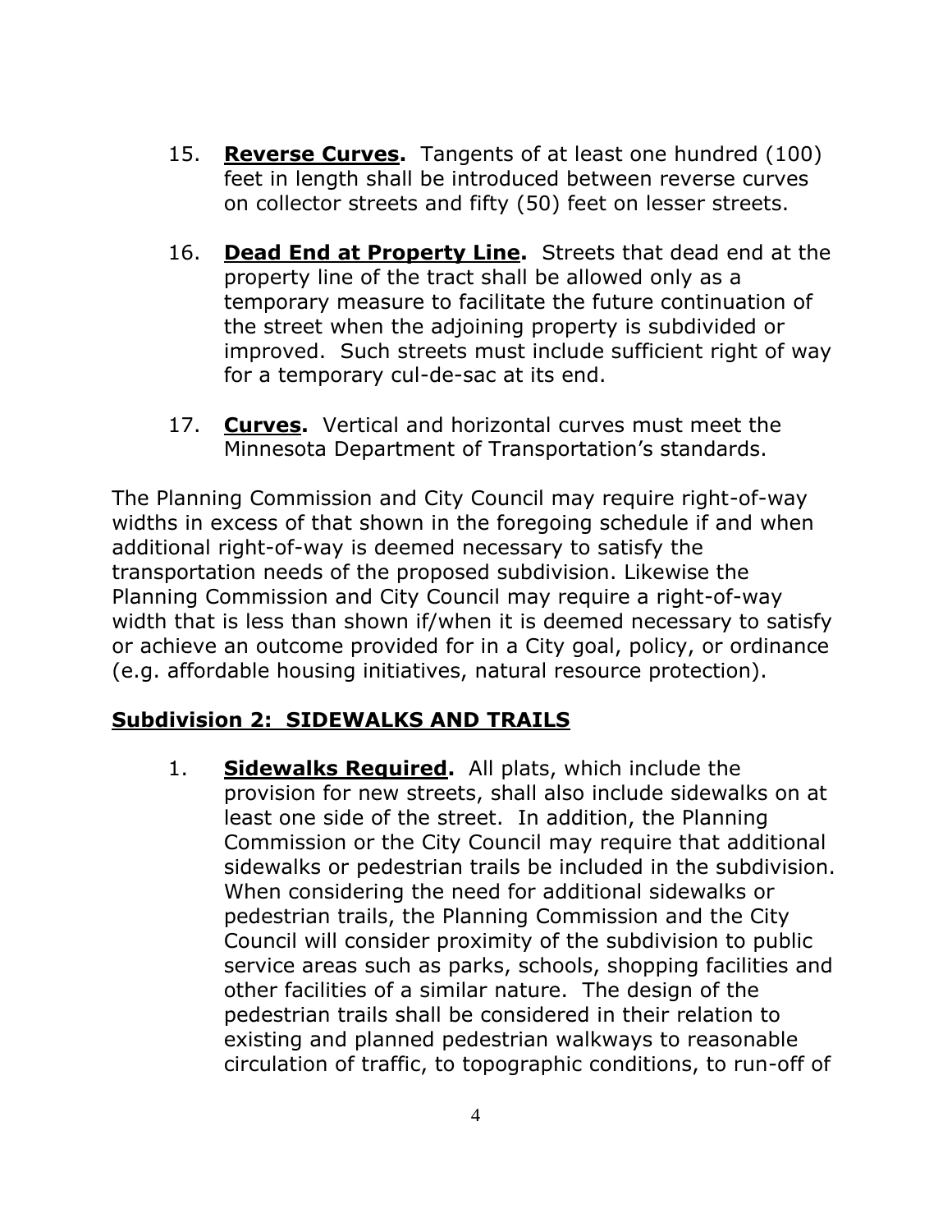15. **Reverse Curves.** Tangents of at least one hundred (100) feet in length shall be introduced between reverse curves on collector streets and fifty (50) feet on lesser streets.

16. **Dead End at Property Line.** Streets that dead end at the property line of the tract shall be allowed only as a temporary measure to facilitate the future continuation of the street when the adjoining property is subdivided or improved. Such streets must include sufficient right of way for a temporary cul-de-sac at its end.

17. **Curves.** Vertical and horizontal curves must meet the Minnesota Department of Transportation's standards.

The Planning Commission and City Council may require right-of-way widths in excess of that shown in the foregoing schedule if and when additional right-of-way is deemed necessary to satisfy the transportation needs of the proposed subdivision. Likewise the Planning Commission and City Council may require a right-of-way width that is less than shown if/when it is deemed necessary to satisfy or achieve an outcome provided for in a City goal, policy, or ordinance (e.g. affordable housing initiatives, natural resource protection).

## Subdivision 2: SIDEWALKS AND TRAILS

1. **Sidewalks Required.** All plats, which include the provision for new streets, shall also include sidewalks on at least one side of the street. In addition, the Planning Commission or the City Council may require that additional sidewalks or pedestrian trails be included in the subdivision. When considering the need for additional sidewalks or pedestrian trails, the Planning Commission and the City Council will consider proximity of the subdivision to public service areas such as parks, schools, shopping facilities and other facilities of a similar nature. The design of the pedestrian trails shall be considered in their relation to existing and planned pedestrian walkways to reasonable circulation of traffic, to topographic conditions, to run-off of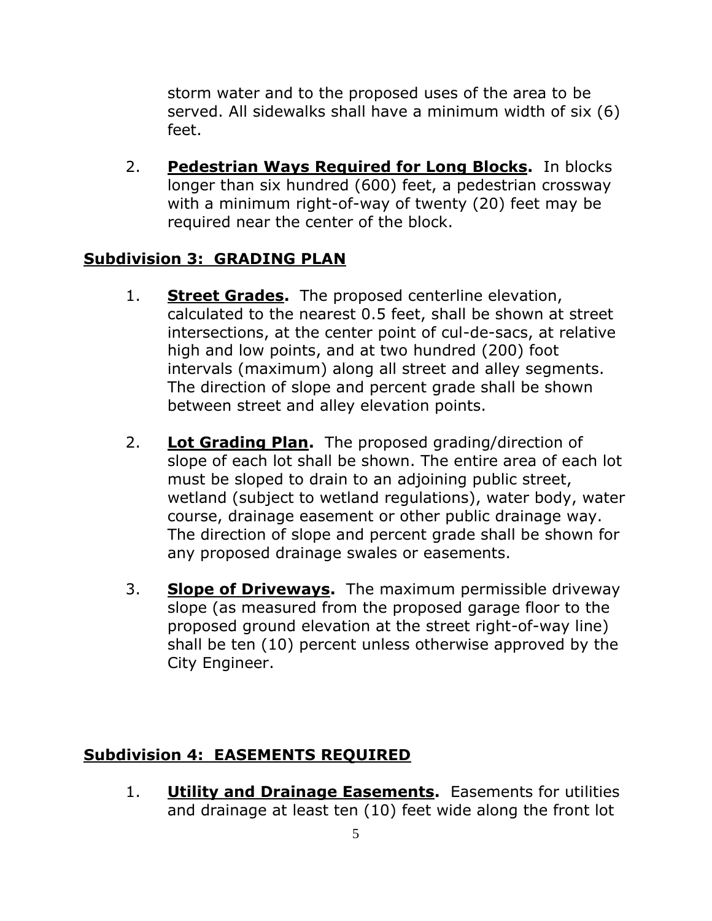storm water and to the proposed uses of the area to be served. All sidewalks shall have a minimum width of six (6) feet.

2. **Pedestrian Ways Required for Long Blocks.** In blocks longer than six hundred (600) feet, a pedestrian crossway with a minimum right-of-way of twenty (20) feet may be required near the center of the block.

## Subdivision 3: GRADING PLAN

1. **Street Grades.** The proposed centerline elevation, calculated to the nearest 0.5 feet, shall be shown at street intersections, at the center point of cul-de-sacs, at relative high and low points, and at two hundred (200) foot intervals (maximum) along all street and alley segments. The direction of slope and percent grade shall be shown between street and alley elevation points.

2. **Lot Grading Plan.** The proposed grading/direction of slope of each lot shall be shown. The entire area of each lot must be sloped to drain to an adjoining public street, wetland (subject to wetland regulations), water body, water course, drainage easement or other public drainage way. The direction of slope and percent grade shall be shown for any proposed drainage swales or easements.

3. **Slope of Driveways.** The maximum permissible driveway slope (as measured from the proposed garage floor to the proposed ground elevation at the street right-of-way line) shall be ten (10) percent unless otherwise approved by the City Engineer.

## Subdivision 4: EASEMENTS REQUIRED

1. **Utility and Drainage Easements.** Easements for utilities and drainage at least ten (10) feet wide along the front lot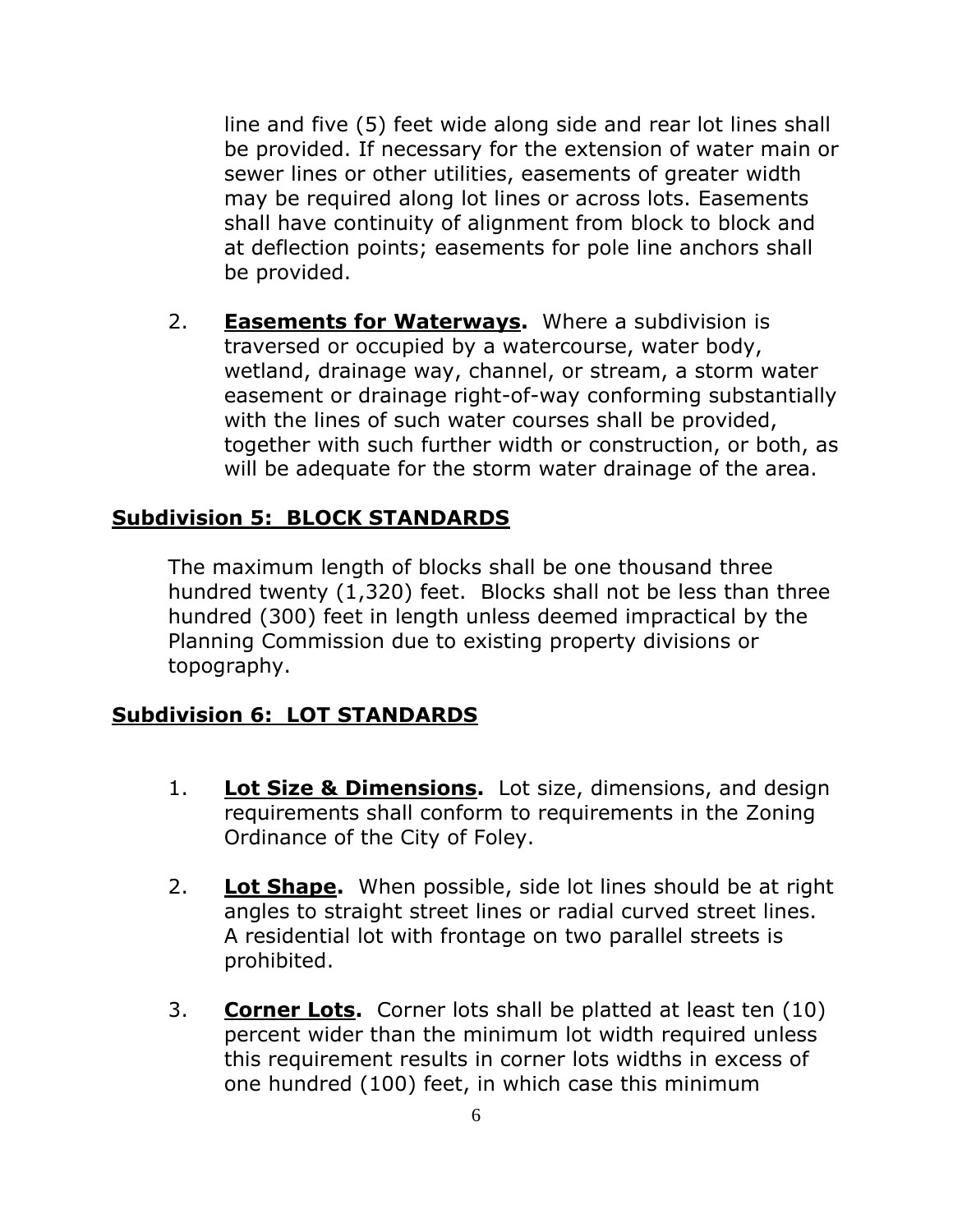line and five (5) feet wide along side and rear lot lines shall be provided. If necessary for the extension of water main or sewer lines or other utilities, easements of greater width may be required along lot lines or across lots. Easements shall have continuity of alignment from block to block and at deflection points; easements for pole line anchors shall be provided.

2. **Easements for Waterways.** Where a subdivision is traversed or occupied by a watercourse, water body, wetland, drainage way, channel, or stream, a storm water easement or drainage right-of-way conforming substantially with the lines of such water courses shall be provided, together with such further width or construction, or both, as will be adequate for the storm water drainage of the area.

## Subdivision 5: BLOCK STANDARDS

The maximum length of blocks shall be one thousand three hundred twenty (1,320) feet. Blocks shall not be less than three hundred (300) feet in length unless deemed impractical by the Planning Commission due to existing property divisions or topography.

## Subdivision 6: LOT STANDARDS

1. **Lot Size & Dimensions.** Lot size, dimensions, and design requirements shall conform to requirements in the Zoning Ordinance of the City of Foley.

2. **Lot Shape.** When possible, side lot lines should be at right angles to straight street lines or radial curved street lines. A residential lot with frontage on two parallel streets is prohibited.

3. **Corner Lots.** Corner lots shall be platted at least ten (10) percent wider than the minimum lot width required unless this requirement results in corner lots widths in excess of one hundred (100) feet, in which case this minimum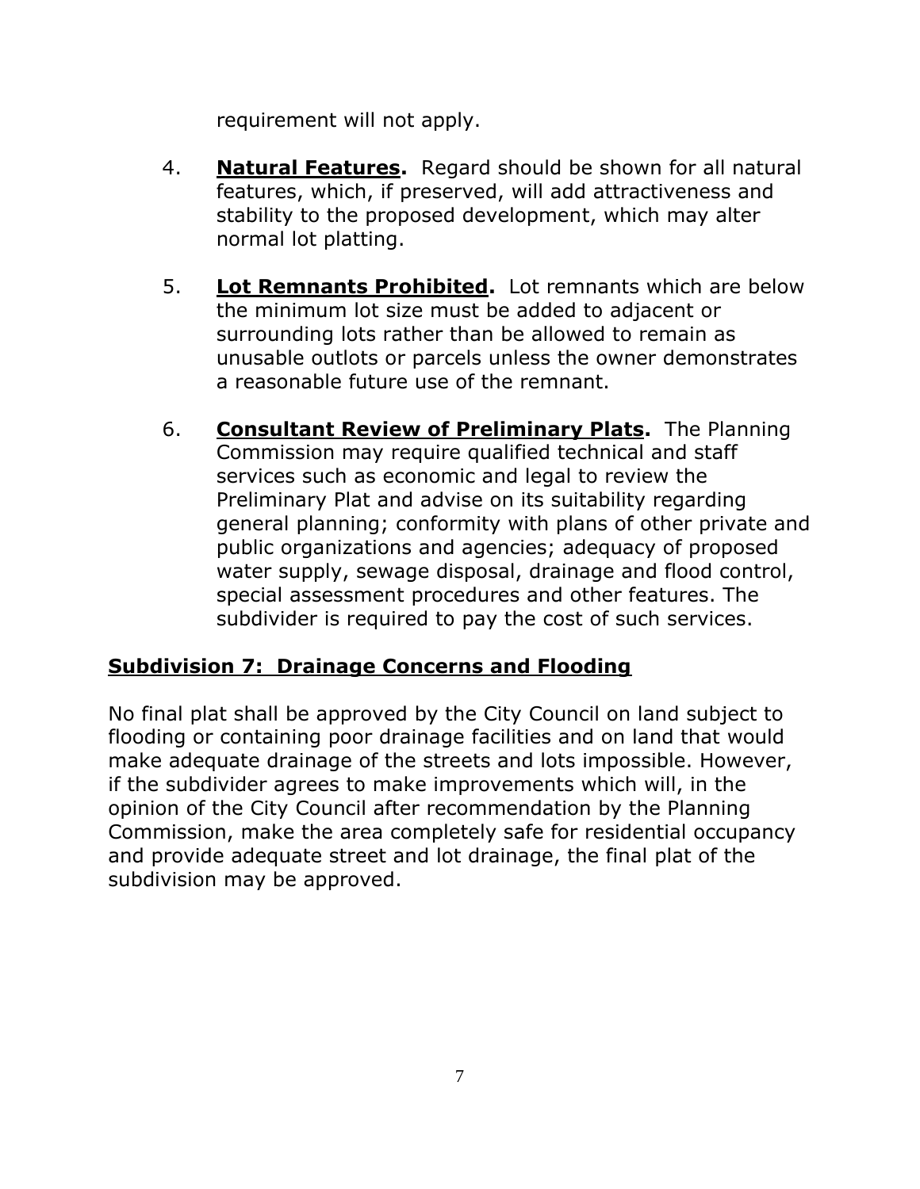requirement will not apply.

4. **Natural Features.** Regard should be shown for all natural features, which, if preserved, will add attractiveness and stability to the proposed development, which may alter normal lot platting.

5. **Lot Remnants Prohibited.** Lot remnants which are below the minimum lot size must be added to adjacent or surrounding lots rather than be allowed to remain as unusable outlots or parcels unless the owner demonstrates a reasonable future use of the remnant.

6. **Consultant Review of Preliminary Plats.** The Planning Commission may require qualified technical and staff services such as economic and legal to review the Preliminary Plat and advise on its suitability regarding general planning; conformity with plans of other private and public organizations and agencies; adequacy of proposed water supply, sewage disposal, drainage and flood control, special assessment procedures and other features. The subdivider is required to pay the cost of such services.

## Subdivision 7: Drainage Concerns and Flooding

No final plat shall be approved by the City Council on land subject to flooding or containing poor drainage facilities and on land that would make adequate drainage of the streets and lots impossible. However, if the subdivider agrees to make improvements which will, in the opinion of the City Council after recommendation by the Planning Commission, make the area completely safe for residential occupancy and provide adequate street and lot drainage, the final plat of the subdivision may be approved.